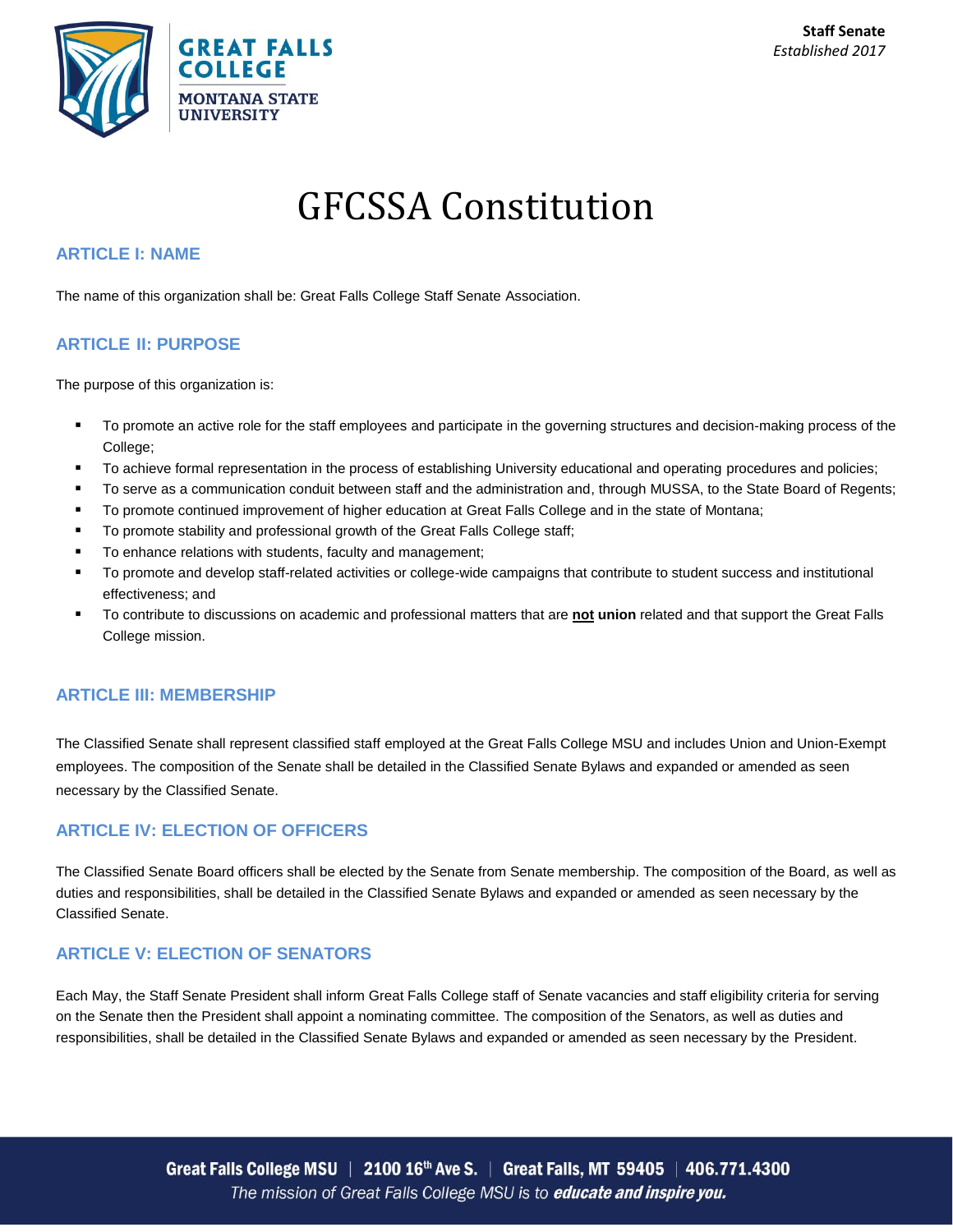Staff Senate
*Established 2017*

# GFCSSA Constitution

## ARTICLE I: NAME

The name of this organization shall be: Great Falls College Staff Senate Association.

## ARTICLE II: PURPOSE

The purpose of this organization is:

- To promote an active role for the staff employees and participate in the governing structures and decision-making process of the College;
- To achieve formal representation in the process of establishing University educational and operating procedures and policies;
- To serve as a communication conduit between staff and the administration and, through MUSSA, to the State Board of Regents;
- To promote continued improvement of higher education at Great Falls College and in the state of Montana;
- To promote stability and professional growth of the Great Falls College staff;
- To enhance relations with students, faculty and management;
- To promote and develop staff-related activities or college-wide campaigns that contribute to student success and institutional effectiveness; and
- To contribute to discussions on academic and professional matters that are **<u>not</u> union** related and that support the Great Falls College mission.

## ARTICLE III: MEMBERSHIP

The Classified Senate shall represent classified staff employed at the Great Falls College MSU and includes Union and Union-Exempt employees. The composition of the Senate shall be detailed in the Classified Senate Bylaws and expanded or amended as seen necessary by the Classified Senate.

## ARTICLE IV: ELECTION OF OFFICERS

The Classified Senate Board officers shall be elected by the Senate from Senate membership. The composition of the Board, as well as duties and responsibilities, shall be detailed in the Classified Senate Bylaws and expanded or amended as seen necessary by the Classified Senate.

## ARTICLE V: ELECTION OF SENATORS

Each May, the Staff Senate President shall inform Great Falls College staff of Senate vacancies and staff eligibility criteria for serving on the Senate then the President shall appoint a nominating committee. The composition of the Senators, as well as duties and responsibilities, shall be detailed in the Classified Senate Bylaws and expanded or amended as seen necessary by the President.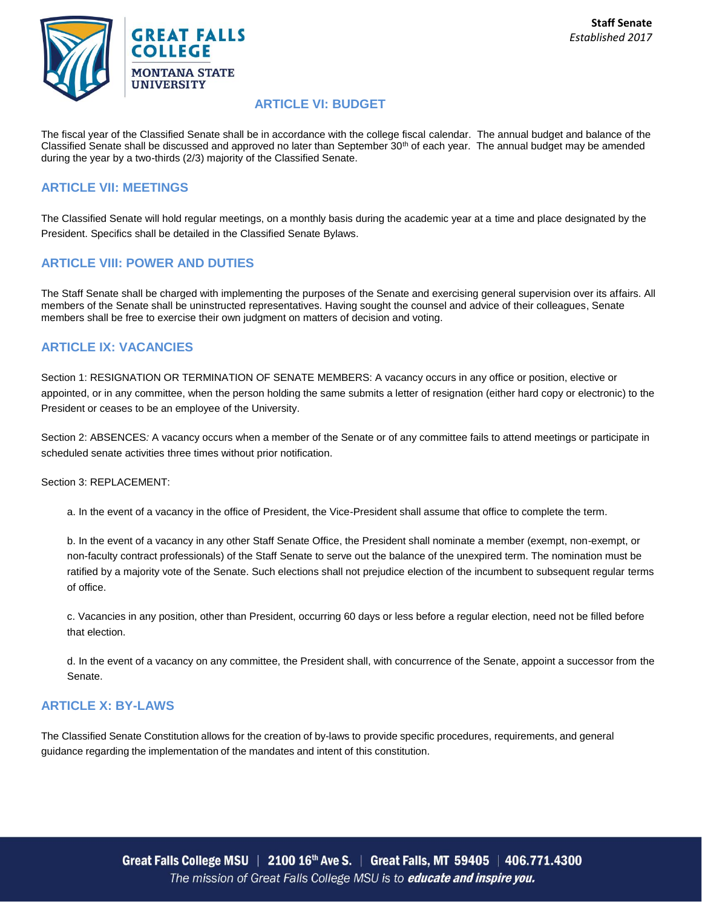## ARTICLE VI: BUDGET

The fiscal year of the Classified Senate shall be in accordance with the college fiscal calendar. The annual budget and balance of the Classified Senate shall be discussed and approved no later than September 30th of each year. The annual budget may be amended during the year by a two-thirds (2/3) majority of the Classified Senate.

## ARTICLE VII: MEETINGS

The Classified Senate will hold regular meetings, on a monthly basis during the academic year at a time and place designated by the President. Specifics shall be detailed in the Classified Senate Bylaws.

## ARTICLE VIII: POWER AND DUTIES

The Staff Senate shall be charged with implementing the purposes of the Senate and exercising general supervision over its affairs. All members of the Senate shall be uninstructed representatives. Having sought the counsel and advice of their colleagues, Senate members shall be free to exercise their own judgment on matters of decision and voting.

## ARTICLE IX: VACANCIES

Section 1: RESIGNATION OR TERMINATION OF SENATE MEMBERS: A vacancy occurs in any office or position, elective or appointed, or in any committee, when the person holding the same submits a letter of resignation (either hard copy or electronic) to the President or ceases to be an employee of the University.

Section 2: ABSENCES*:* A vacancy occurs when a member of the Senate or of any committee fails to attend meetings or participate in scheduled senate activities three times without prior notification.

Section 3: REPLACEMENT:

a. In the event of a vacancy in the office of President, the Vice-President shall assume that office to complete the term.

b. In the event of a vacancy in any other Staff Senate Office, the President shall nominate a member (exempt, non-exempt, or non-faculty contract professionals) of the Staff Senate to serve out the balance of the unexpired term. The nomination must be ratified by a majority vote of the Senate. Such elections shall not prejudice election of the incumbent to subsequent regular terms of office.

c. Vacancies in any position, other than President, occurring 60 days or less before a regular election, need not be filled before that election.

d. In the event of a vacancy on any committee, the President shall, with concurrence of the Senate, appoint a successor from the Senate.

## ARTICLE X: BY-LAWS

The Classified Senate Constitution allows for the creation of by-laws to provide specific procedures, requirements, and general guidance regarding the implementation of the mandates and intent of this constitution.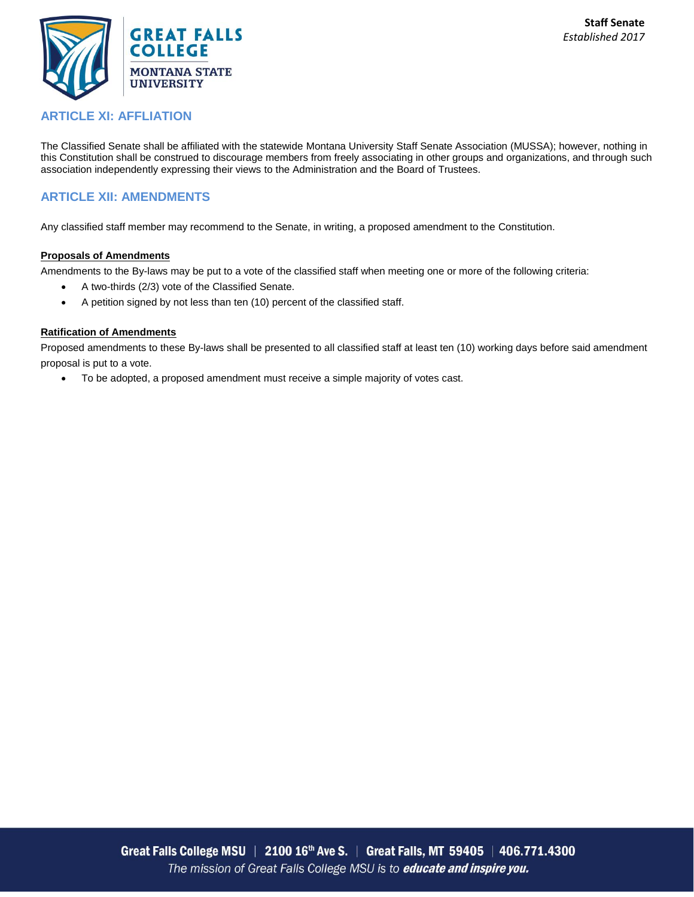## ARTICLE XI: AFFLIATION

The Classified Senate shall be affiliated with the statewide Montana University Staff Senate Association (MUSSA); however, nothing in this Constitution shall be construed to discourage members from freely associating in other groups and organizations, and through such association independently expressing their views to the Administration and the Board of Trustees.

## ARTICLE XII: AMENDMENTS

Any classified staff member may recommend to the Senate, in writing, a proposed amendment to the Constitution.

**Proposals of Amendments**

Amendments to the By-laws may be put to a vote of the classified staff when meeting one or more of the following criteria:

- A two-thirds (2/3) vote of the Classified Senate.
- A petition signed by not less than ten (10) percent of the classified staff.

**Ratification of Amendments**

Proposed amendments to these By-laws shall be presented to all classified staff at least ten (10) working days before said amendment proposal is put to a vote.

- To be adopted, a proposed amendment must receive a simple majority of votes cast.